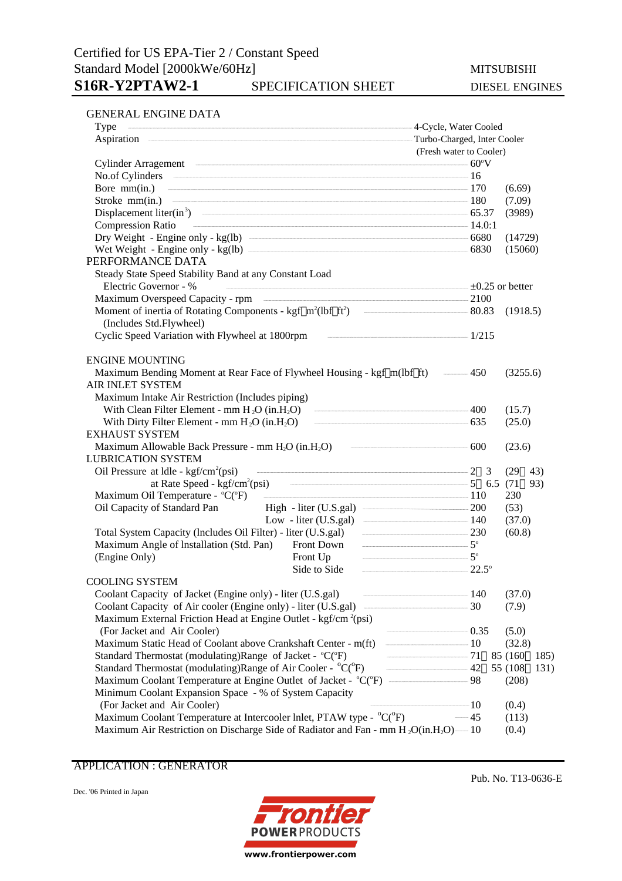Certified for US EPA-Tier 2 / Constant Speed
Standard Model [2000kWe/60Hz]

# S16R-Y2PTAW2-1 SPECIFICATION SHEET

MITSUBISHI DIESEL ENGINES

## GENERAL ENGINE DATA

| Item | Value | |
|---|---|---|
| Type | 4-Cycle, Water Cooled | |
| Aspiration | Turbo-Charged, Inter Cooler (Fresh water to Cooler) | |
| Cylinder Arragement | 60°V | |
| No.of Cylinders | 16 | |
| Bore mm(in.) | 170 | (6.69) |
| Stroke mm(in.) | 180 | (7.09) |
| Displacement liter($in^3$) | 65.37 | (3989) |
| Compression Ratio | 14.0:1 | |
| Dry Weight - Engine only - kg(lb) | 6680 | (14729) |
| Wet Weight - Engine only - kg(lb) | 6830 | (15060) |

## PERFORMANCE DATA

| Item | Value | |
|---|---|---|
| Steady State Speed Stability Band at any Constant Load | | |
| Electric Governor - % | ±0.25 or better | |
| Maximum Overspeed Capacity - rpm | 2100 | |
| Moment of inertia of Rotating Components - kgf·$m^2$(lbf·$ft^2$) (Includes Std.Flywheel) | 80.83 | (1918.5) |
| Cyclic Speed Variation with Flywheel at 1800rpm | 1/215 | |

## ENGINE MOUNTING

| Item | Value | |
|---|---|---|
| Maximum Bending Moment at Rear Face of Flywheel Housing - kgf·m(lbf·ft) | 450 | (3255.6) |

## AIR INLET SYSTEM

| Item | Value | |
|---|---|---|
| Maximum Intake Air Restriction (Includes piping) | | |
| With Clean Filter Element - mm $H_2O$ (in.$H_2O$) | 400 | (15.7) |
| With Dirty Filter Element - mm $H_2O$ (in.$H_2O$) | 635 | (25.0) |

## EXHAUST SYSTEM

| Item | Value | |
|---|---|---|
| Maximum Allowable Back Pressure - mm $H_2O$ (in.$H_2O$) | 600 | (23.6) |

## LUBRICATION SYSTEM

| Item | | Value | |
|---|---|---|---|
| Oil Pressure at Idle - kgf/$cm^2$(psi) | | 2～3 | (29～43) |
| at Rate Speed - kgf/$cm^2$(psi) | | 5～6.5 | (71～93) |
| Maximum Oil Temperature - °C(°F) | | 110 | 230 |
| Oil Capacity of Standard Pan | High - liter (U.S.gal) | 200 | (53) |
| | Low - liter (U.S.gal) | 140 | (37.0) |
| Total System Capacity (Includes Oil Filter) - liter (U.S.gal) | | 230 | (60.8) |
| Maximum Angle of Installation (Std. Pan) (Engine Only) | Front Down | 5° | |
| | Front Up | 5° | |
| | Side to Side | 22.5° | |

## COOLING SYSTEM

| Item | Value | |
|---|---|---|
| Coolant Capacity of Jacket (Engine only) - liter (U.S.gal) | 140 | (37.0) |
| Coolant Capacity of Air cooler (Engine only) - liter (U.S.gal) | 30 | (7.9) |
| Maximum External Friction Head at Engine Outlet - kgf/$cm^2$(psi) (For Jacket and Air Cooler) | 0.35 | (5.0) |
| Maximum Static Head of Coolant above Crankshaft Center - m(ft) | 10 | (32.8) |
| Standard Thermostat (modulating)Range of Jacket - °C(°F) | 71～85 | (160～185) |
| Standard Thermostat (modulating)Range of Air Cooler - °C(°F) | 42～55 | (108～131) |
| Maximum Coolant Temperature at Engine Outlet of Jacket - °C(°F) | 98 | (208) |
| Minimum Coolant Expansion Space - % of System Capacity (For Jacket and Air Cooler) | 10 | (0.4) |
| Maximum Coolant Temperature at Intercooler Inlet, PTAW type - °C(°F) | 45 | (113) |
| Maximum Air Restriction on Discharge Side of Radiator and Fan - mm $H_2O$(in.$H_2O$) | 10 | (0.4) |

APPLICATION : GENERATOR

Pub. No. T13-0636-E

Dec. '06 Printed in Japan

Frontier POWER PRODUCTS
www.frontierpower.com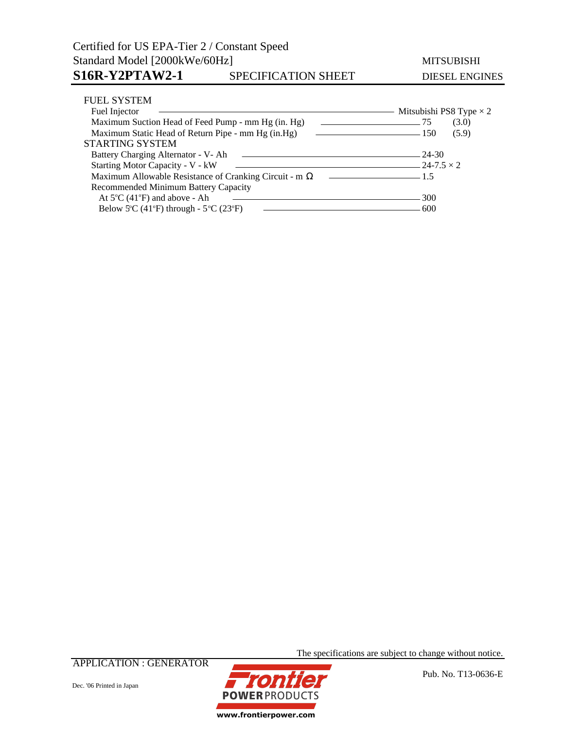Certified for US EPA-Tier 2 / Constant Speed
Standard Model [2000kWe/60Hz]

**S16R-Y2PTAW2-1** SPECIFICATION SHEET

MITSUBISHI DIESEL ENGINES

### FUEL SYSTEM

| Item | Value | |
|---|---|---|
| Fuel Injector | Mitsubishi PS8 Type × 2 | |
| Maximum Suction Head of Feed Pump - mm Hg (in. Hg) | 75 | (3.0) |
| Maximum Static Head of Return Pipe - mm Hg (in.Hg) | 150 | (5.9) |

### STARTING SYSTEM

| Item | Value |
|---|---|
| Battery Charging Alternator - V- Ah | 24-30 |
| Starting Motor Capacity - V - kW | 24-7.5 × 2 |
| Maximum Allowable Resistance of Cranking Circuit - m Ω | 1.5 |
| Recommended Minimum Battery Capacity | |
| At 5°C (41°F) and above - Ah | 300 |
| Below 5°C (41°F) through - 5°C (23°F) | 600 |

The specifications are subject to change without notice.

APPLICATION : GENERATOR

Dec. '06 Printed in Japan

Frontier POWER PRODUCTS
www.frontierpower.com

Pub. No. T13-0636-E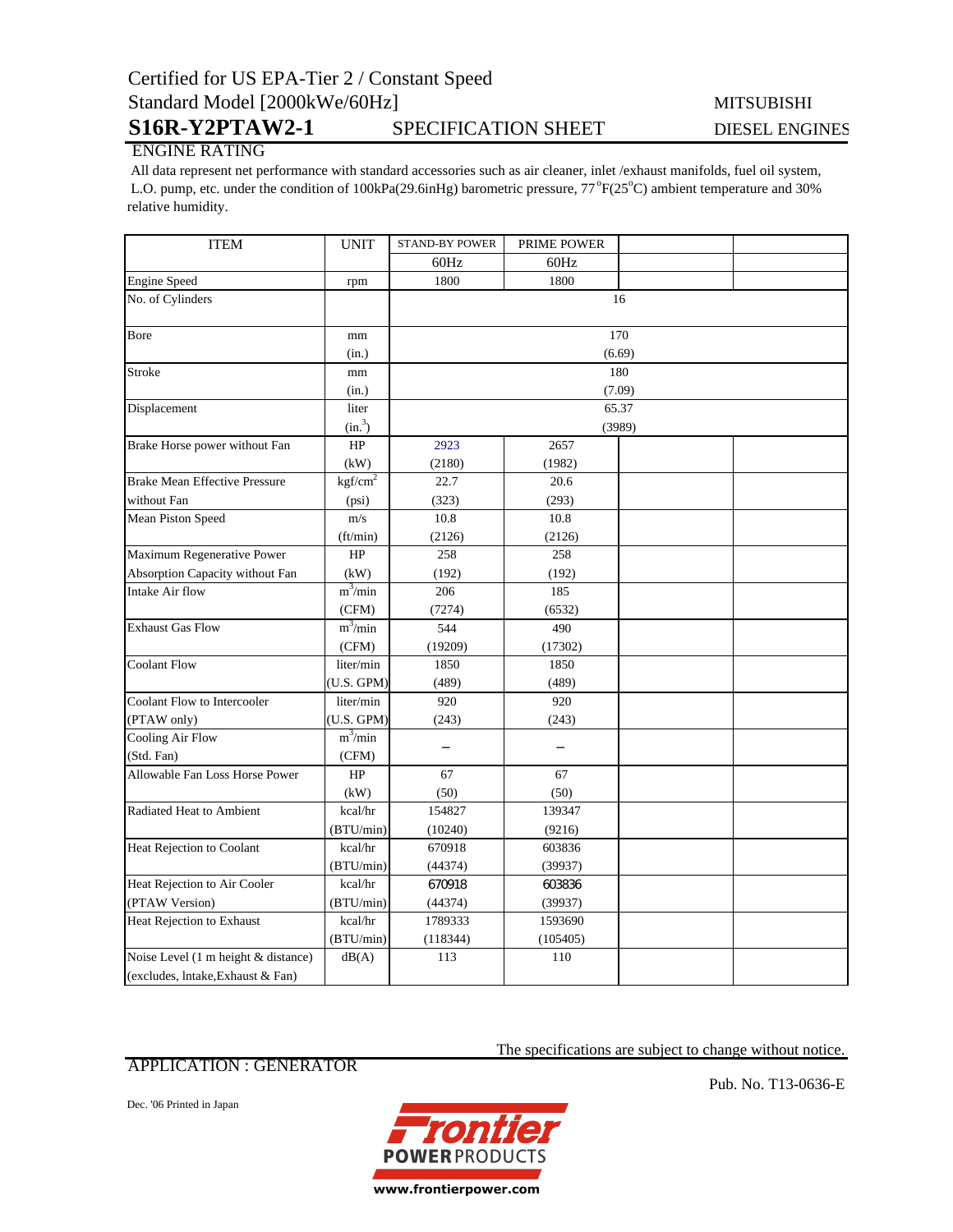Certified for US EPA-Tier 2 / Constant Speed

Standard Model [2000kWe/60Hz]

# S16R-Y2PTAW2-1 SPECIFICATION SHEET

MITSUBISHI DIESEL ENGINES

## ENGINE RATING

All data represent net performance with standard accessories such as air cleaner, inlet /exhaust manifolds, fuel oil system, L.O. pump, etc. under the condition of 100kPa(29.6inHg) barometric pressure, 77°F(25°C) ambient temperature and 30% relative humidity.

| ITEM | UNIT | STAND-BY POWER | PRIME POWER | | |
|---|---|---|---|---|---|
| | | 60Hz | 60Hz | | |
| Engine Speed | rpm | 1800 | 1800 | | |
| No. of Cylinders | | 16 | | | |
| Bore | mm<br>(in.) | 170<br>(6.69) | | | |
| Stroke | mm<br>(in.) | 180<br>(7.09) | | | |
| Displacement | liter<br>($in.^3$) | 65.37<br>(3989) | | | |
| Brake Horse power without Fan | HP<br>(kW) | 2923<br>(2180) | 2657<br>(1982) | | |
| Brake Mean Effective Pressure without Fan | $kgf/cm^2$<br>(psi) | 22.7<br>(323) | 20.6<br>(293) | | |
| Mean Piston Speed | m/s<br>(ft/min) | 10.8<br>(2126) | 10.8<br>(2126) | | |
| Maximum Regenerative Power Absorption Capacity without Fan | HP<br>(kW) | 258<br>(192) | 258<br>(192) | | |
| Intake Air flow | $m^3/min$<br>(CFM) | 206<br>(7274) | 185<br>(6532) | | |
| Exhaust Gas Flow | $m^3/min$<br>(CFM) | 544<br>(19209) | 490<br>(17302) | | |
| Coolant Flow | liter/min<br>(U.S. GPM) | 1850<br>(489) | 1850<br>(489) | | |
| Coolant Flow to Intercooler (PTAW only) | liter/min<br>(U.S. GPM) | 920<br>(243) | 920<br>(243) | | |
| Cooling Air Flow (Std. Fan) | $m^3/min$<br>(CFM) | – | – | | |
| Allowable Fan Loss Horse Power | HP<br>(kW) | 67<br>(50) | 67<br>(50) | | |
| Radiated Heat to Ambient | kcal/hr<br>(BTU/min) | 154827<br>(10240) | 139347<br>(9216) | | |
| Heat Rejection to Coolant | kcal/hr<br>(BTU/min) | 670918<br>(44374) | 603836<br>(39937) | | |
| Heat Rejection to Air Cooler (PTAW Version) | kcal/hr<br>(BTU/min) | 670918<br>(44374) | 603836<br>(39937) | | |
| Heat Rejection to Exhaust | kcal/hr<br>(BTU/min) | 1789333<br>(118344) | 1593690<br>(105405) | | |
| Noise Level (1 m height & distance) (excludes, Intake,Exhaust & Fan) | dB(A) | 113 | 110 | | |

The specifications are subject to change without notice.

APPLICATION : GENERATOR

Pub. No. T13-0636-E

Dec. '06 Printed in Japan

Frontier POWER PRODUCTS

www.frontierpower.com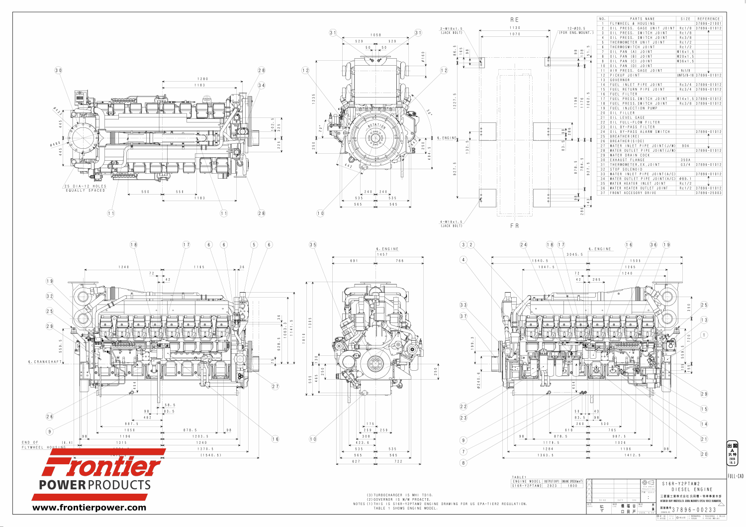| NO. | PARTS NAME | SIZE | REFERENCE |
|---|---|---|---|
| 1 | FLYWHEEL & HOUSING | | 37896-21001 |
| 2 | OIL PRESS. GAGE UNIT JOINT | Rc1/8 | 37896-01012 |
| 3 | OIL PRESS. SWITCH JOINT | Rc1/8 | |
| 4 | OIL PRESS. SWITCH JOINT | Rc3/8 | |
| 5 | THERMOMETER UNIT JOINT | Rc1/2 | |
| 6 | THERMOSWITCH JOINT | Rc1/2 | |
| 7 | OIL PAN (A) JOINT | M16x1.5 | |
| 8 | OIL PAN (B) JOINT | M20x1.5 | |
| 9 | OIL PAN (C) JOINT | M36x1.5 | |
| 10 | OIL PAN (D) JOINT | | |
| 11 | AIR PRESS. GAGE JOINT | Rc1/8 | |
| 12 | PICKUP JOINT | UNF5/8-18 | 37896-01012 |
| 13 | GOVERNOR | | |
| 14 | FUEL INLET PIPE JOINT | Rc3/4 | 37896-01012 |
| 15 | FUEL RETURN PIPE JOINT | Rc3/4 | 37896-01012 |
| 16 | FUEL FILTER | | |
| 17 | FUEL PRESS. SWITCH JOINT | M14x1.5 | 37896-01012 |
| 18 | FUEL PRESS. SWITCH JOINT | Rc3/8 | 37896-01012 |
| 19 | FUEL INJECTION PUMP | | |
| 20 | OIL FILLER | | |
| 21 | OIL LEVEL GAGE | | |
| 22 | OIL FULL-FLOW FILTER | | |
| 23 | OIL BY-PASS FILTER | | |
| 24 | OIL BY-PASS ALARM SWITCH | | 37896-01012 |
| 25 | BREATHER(RE) | | |
| 26 | BREATHER(SIDE) | | |
| 27 | WATER INLET PIPE JOINT(J/W) | 90A | |
| 28 | WATER OUTLET PIPE JOINT(J/W) | | 37896-01012 |
| 29 | WATER DRAIN COCK | | |
| 30 | EXHAUST FLANGE | 350A | |
| 31 | THERMOMETER, EX. JOINT | G3/4 | 37896-01012 |
| 32 | STOP SOLENOID | | |
| 33 | WATER INLET PIPE JOINT(A/C) | | 37896-01012 |
| 34 | WATER OUTLET PIPE JOINT(A/C) | φ89.1 | |
| 35 | WATER HEATER INLET JOINT | Rc1/2 | |
| 36 | WATER HEATER OUTLET JOINT | Rc1/2 | 37896-01012 |
| 37 | FRONT ACCESORY DRIVE | | 37896-25003 |

RE

FR

2-M18x1.5 (JACK BOLT)

12-φ20.5 (FOR ENG. MOUNT.)

4-M18x1.5 (JACK BOLT)

25 DIA-12 HOLES EQUALLY SPACED

℄ ENGINE

℄ CRANKSHAFT

END OF FLYWHEEL HOUSING

ROTATION

TABLE1

| ENGINE MODEL | OUTPUT(HP) | ENGINE SPEED(min⁻¹) |
|---|---|---|
| S16R-Y2PTAW2 | 2923 | 1800 |

NOTES (1) THIS IS S16R-Y2PTAW2 ENGINE DRAWING FOR US EPA-TIER2 REGULATION. TABLE 1 SHOWS ENGINE MODEL.

(2) GOVERNOR IS W/W PROACT8.

(3) TURBOCHARGER IS MHI TD10.

S16R-Y2PTAW2 DIESEL ENGINE

三菱重工業株式会社 汎用機・特車事業本部

37896-00233

FULL-CAD

Frontier POWER PRODUCTS

www.frontierpower.com